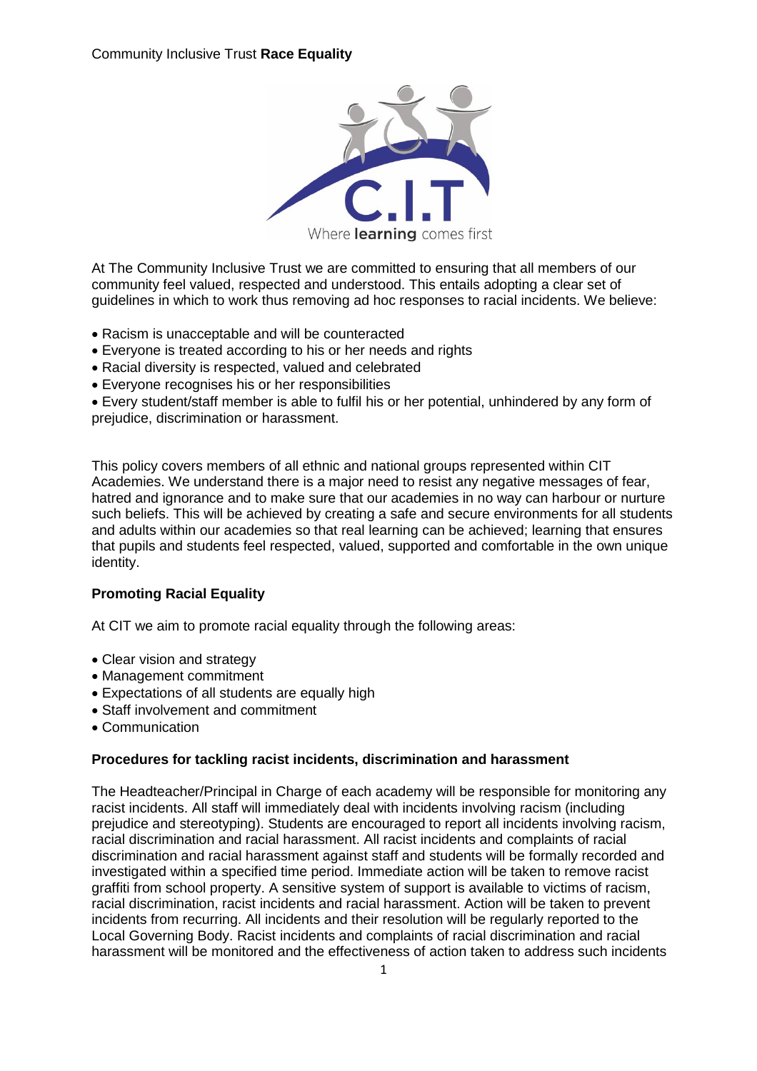Community Inclusive Trust **Race Equality**

Where **learning** comes first

At The Community Inclusive Trust we are committed to ensuring that all members of our community feel valued, respected and understood. This entails adopting a clear set of guidelines in which to work thus removing ad hoc responses to racial incidents. We believe:

- Racism is unacceptable and will be counteracted
- Everyone is treated according to his or her needs and rights
- Racial diversity is respected, valued and celebrated
- Everyone recognises his or her responsibilities
- Every student/staff member is able to fulfil his or her potential, unhindered by any form of prejudice, discrimination or harassment.

This policy covers members of all ethnic and national groups represented within CIT Academies. We understand there is a major need to resist any negative messages of fear, hatred and ignorance and to make sure that our academies in no way can harbour or nurture such beliefs. This will be achieved by creating a safe and secure environments for all students and adults within our academies so that real learning can be achieved; learning that ensures that pupils and students feel respected, valued, supported and comfortable in the own unique identity.

## Promoting Racial Equality

At CIT we aim to promote racial equality through the following areas:

- Clear vision and strategy
- Management commitment
- Expectations of all students are equally high
- Staff involvement and commitment
- Communication

## Procedures for tackling racist incidents, discrimination and harassment

The Headteacher/Principal in Charge of each academy will be responsible for monitoring any racist incidents. All staff will immediately deal with incidents involving racism (including prejudice and stereotyping). Students are encouraged to report all incidents involving racism, racial discrimination and racial harassment. All racist incidents and complaints of racial discrimination and racial harassment against staff and students will be formally recorded and investigated within a specified time period. Immediate action will be taken to remove racist graffiti from school property. A sensitive system of support is available to victims of racism, racial discrimination, racist incidents and racial harassment. Action will be taken to prevent incidents from recurring. All incidents and their resolution will be regularly reported to the Local Governing Body. Racist incidents and complaints of racial discrimination and racial harassment will be monitored and the effectiveness of action taken to address such incidents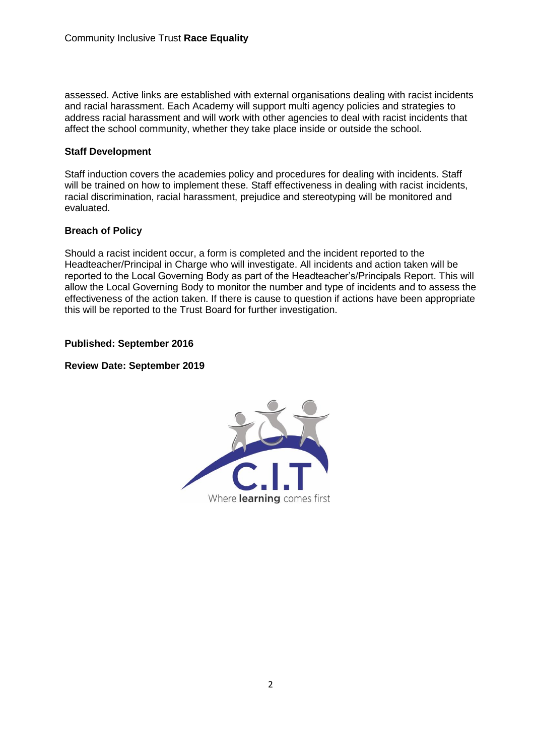assessed. Active links are established with external organisations dealing with racist incidents and racial harassment. Each Academy will support multi agency policies and strategies to address racial harassment and will work with other agencies to deal with racist incidents that affect the school community, whether they take place inside or outside the school.

**Staff Development**

Staff induction covers the academies policy and procedures for dealing with incidents. Staff will be trained on how to implement these. Staff effectiveness in dealing with racist incidents, racial discrimination, racial harassment, prejudice and stereotyping will be monitored and evaluated.

**Breach of Policy**

Should a racist incident occur, a form is completed and the incident reported to the Headteacher/Principal in Charge who will investigate. All incidents and action taken will be reported to the Local Governing Body as part of the Headteacher's/Principals Report. This will allow the Local Governing Body to monitor the number and type of incidents and to assess the effectiveness of the action taken. If there is cause to question if actions have been appropriate this will be reported to the Trust Board for further investigation.

**Published: September 2016**

**Review Date: September 2019**

C.I.T

Where **learning** comes first